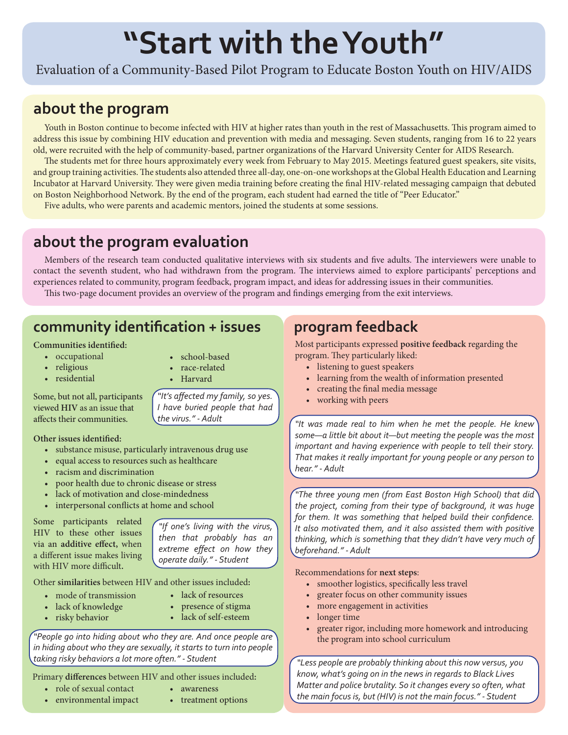# "Start with the Youth"

Evaluation of a Community-Based Pilot Program to Educate Boston Youth on HIV/AIDS

## about the program

Youth in Boston continue to become infected with HIV at higher rates than youth in the rest of Massachusetts. This program aimed to address this issue by combining HIV education and prevention with media and messaging. Seven students, ranging from 16 to 22 years old, were recruited with the help of community-based, partner organizations of the Harvard University Center for AIDS Research.

The students met for three hours approximately every week from February to May 2015. Meetings featured guest speakers, site visits, and group training activities. The students also attended three all-day, one-on-one workshops at the Global Health Education and Learning Incubator at Harvard University. They were given media training before creating the final HIV-related messaging campaign that debuted on Boston Neighborhood Network. By the end of the program, each student had earned the title of "Peer Educator."

Five adults, who were parents and academic mentors, joined the students at some sessions.

## about the program evaluation

Members of the research team conducted qualitative interviews with six students and five adults. The interviewers were unable to contact the seventh student, who had withdrawn from the program. The interviews aimed to explore participants' perceptions and experiences related to community, program feedback, program impact, and ideas for addressing issues in their communities.

This two-page document provides an overview of the program and findings emerging from the exit interviews.

## community identification + issues

**Communities identified:**

- occupational
- religious
- residential
- school-based
- race-related
- Harvard

Some, but not all, participants viewed **HIV** as an issue that affects their communities.

> *"It's affected my family, so yes. I have buried people that had the virus." - Adult*

**Other issues identified:**

- substance misuse, particularly intravenous drug use
- equal access to resources such as healthcare
- racism and discrimination
- poor health due to chronic disease or stress
- lack of motivation and close-mindedness
- interpersonal conflicts at home and school

Some participants related HIV to these other issues via an **additive effect,** when a different issue makes living with HIV more difficult.

> *"If one's living with the virus, then that probably has an extreme effect on how they operate daily." - Student*

Other **similarities** between HIV and other issues included:

- mode of transmission
- lack of knowledge
- risky behavior
- lack of resources
- presence of stigma
- lack of self-esteem

> *"People go into hiding about who they are. And once people are in hiding about who they are sexually, it starts to turn into people taking risky behaviors a lot more often." - Student*

Primary **differences** between HIV and other issues included:

- role of sexual contact
- environmental impact
- awareness
- treatment options

## program feedback

Most participants expressed **positive feedback** regarding the program. They particularly liked:

- listening to guest speakers
- learning from the wealth of information presented
- creating the final media message
- working with peers

> *"It was made real to him when he met the people. He knew some—a little bit about it—but meeting the people was the most important and having experience with people to tell their story. That makes it really important for young people or any person to hear." - Adult*

> *"The three young men (from East Boston High School) that did the project, coming from their type of background, it was huge for them. It was something that helped build their confidence. It also motivated them, and it also assisted them with positive thinking, which is something that they didn't have very much of beforehand." - Adult*

Recommendations for **next steps**:

- smoother logistics, specifically less travel
- greater focus on other community issues
- more engagement in activities
- longer time
- greater rigor, including more homework and introducing the program into school curriculum

> *"Less people are probably thinking about this now versus, you know, what's going on in the news in regards to Black Lives Matter and police brutality. So it changes every so often, what the main focus is, but (HIV) is not the main focus." - Student*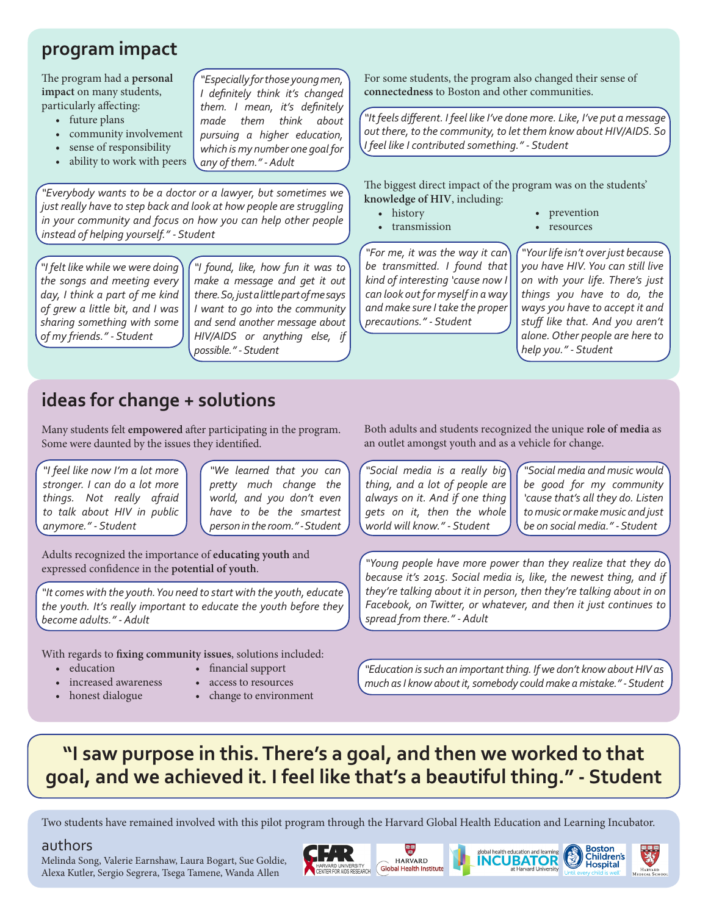## program impact

The program had a **personal impact** on many students, particularly affecting:

- future plans
- community involvement
- sense of responsibility
- ability to work with peers

*"Especially for those young men, I definitely think it's changed them. I mean, it's definitely made them think about pursuing a higher education, which is my number one goal for any of them." - Adult*

*"Everybody wants to be a doctor or a lawyer, but sometimes we just really have to step back and look at how people are struggling in your community and focus on how you can help other people instead of helping yourself." - Student*

*"I felt like while we were doing the songs and meeting every day, I think a part of me kind of grew a little bit, and I was sharing something with some of my friends." - Student*

*"I found, like, how fun it was to make a message and get it out there. So, just a little part of me says I want to go into the community and send another message about HIV/AIDS or anything else, if possible." - Student*

For some students, the program also changed their sense of **connectedness** to Boston and other communities.

*"It feels different. I feel like I've done more. Like, I've put a message out there, to the community, to let them know about HIV/AIDS. So I feel like I contributed something." - Student*

The biggest direct impact of the program was on the students' **knowledge of HIV**, including:

- history
- transmission
- prevention
- resources

*"For me, it was the way it can be transmitted. I found that kind of interesting 'cause now I can look out for myself in a way and make sure I take the proper precautions." - Student*

*"Your life isn't over just because you have HIV. You can still live on with your life. There's just things you have to do, the ways you have to accept it and stuff like that. And you aren't alone. Other people are here to help you." - Student*

## ideas for change + solutions

Many students felt **empowered** after participating in the program. Some were daunted by the issues they identified.

*"I feel like now I'm a lot more stronger. I can do a lot more things. Not really afraid to talk about HIV in public anymore." - Student*

*"We learned that you can pretty much change the world, and you don't even have to be the smartest person in the room." - Student*

Adults recognized the importance of **educating youth** and expressed confidence in the **potential of youth**.

*"It comes with the youth. You need to start with the youth, educate the youth. It's really important to educate the youth before they become adults." - Adult*

With regards to **fixing community issues**, solutions included:

- education
- increased awareness
- honest dialogue
- financial support
- access to resources
- change to environment

Both adults and students recognized the unique **role of media** as an outlet amongst youth and as a vehicle for change.

*"Social media is a really big thing, and a lot of people are always on it. And if one thing gets on it, then the whole world will know." - Student*

*"Social media and music would be good for my community 'cause that's all they do. Listen to music or make music and just be on social media." - Student*

*"Young people have more power than they realize that they do because it's 2015. Social media is, like, the newest thing, and if they're talking about it in person, then they're talking about in on Facebook, on Twitter, or whatever, and then it just continues to spread from there." - Adult*

*"Education is such an important thing. If we don't know about HIV as much as I know about it, somebody could make a mistake." - Student*

**"I saw purpose in this. There's a goal, and then we worked to that goal, and we achieved it. I feel like that's a beautiful thing." - Student**

Two students have remained involved with this pilot program through the Harvard Global Health Education and Learning Incubator.

### authors

Melinda Song, Valerie Earnshaw, Laura Bogart, Sue Goldie, Alexa Kutler, Sergio Segrera, Tsega Tamene, Wanda Allen